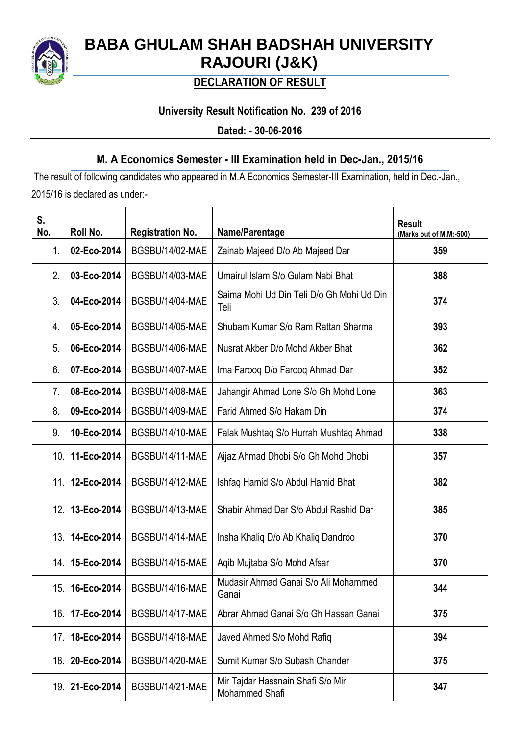# BABA GHULAM SHAH BADSHAH UNIVERSITY RAJOURI (J&K)

## DECLARATION OF RESULT

**University Result Notification No. 239 of 2016**

**Dated: - 30-06-2016**

### M. A Economics Semester - III Examination held in Dec-Jan., 2015/16

The result of following candidates who appeared in M.A Economics Semester-III Examination, held in Dec.-Jan., 2015/16 is declared as under:-

| S. No. | Roll No. | Registration No. | Name/Parentage | Result (Marks out of M.M:-500) |
|---|---|---|---|---|
| 1. | **02-Eco-2014** | BGSBU/14/02-MAE | Zainab Majeed D/o Ab Majeed Dar | **359** |
| 2. | **03-Eco-2014** | BGSBU/14/03-MAE | Umairul Islam S/o Gulam Nabi Bhat | **388** |
| 3. | **04-Eco-2014** | BGSBU/14/04-MAE | Saima Mohi Ud Din Teli D/o Gh Mohi Ud Din Teli | **374** |
| 4. | **05-Eco-2014** | BGSBU/14/05-MAE | Shubam Kumar S/o Ram Rattan Sharma | **393** |
| 5. | **06-Eco-2014** | BGSBU/14/06-MAE | Nusrat Akber D/o Mohd Akber Bhat | **362** |
| 6. | **07-Eco-2014** | BGSBU/14/07-MAE | Irna Farooq D/o Farooq Ahmad Dar | **352** |
| 7. | **08-Eco-2014** | BGSBU/14/08-MAE | Jahangir Ahmad Lone S/o Gh Mohd Lone | **363** |
| 8. | **09-Eco-2014** | BGSBU/14/09-MAE | Farid Ahmed S/o Hakam Din | **374** |
| 9. | **10-Eco-2014** | BGSBU/14/10-MAE | Falak Mushtaq S/o Hurrah Mushtaq Ahmad | **338** |
| 10. | **11-Eco-2014** | BGSBU/14/11-MAE | Aijaz Ahmad Dhobi S/o Gh Mohd Dhobi | **357** |
| 11. | **12-Eco-2014** | BGSBU/14/12-MAE | Ishfaq Hamid S/o Abdul Hamid Bhat | **382** |
| 12. | **13-Eco-2014** | BGSBU/14/13-MAE | Shabir Ahmad Dar S/o Abdul Rashid Dar | **385** |
| 13. | **14-Eco-2014** | BGSBU/14/14-MAE | Insha Khaliq D/o Ab Khaliq Dandroo | **370** |
| 14. | **15-Eco-2014** | BGSBU/14/15-MAE | Aqib Mujtaba S/o Mohd Afsar | **370** |
| 15. | **16-Eco-2014** | BGSBU/14/16-MAE | Mudasir Ahmad Ganai S/o Ali Mohammed Ganai | **344** |
| 16. | **17-Eco-2014** | BGSBU/14/17-MAE | Abrar Ahmad Ganai S/o Gh Hassan Ganai | **375** |
| 17. | **18-Eco-2014** | BGSBU/14/18-MAE | Javed Ahmed S/o Mohd Rafiq | **394** |
| 18. | **20-Eco-2014** | BGSBU/14/20-MAE | Sumit Kumar S/o Subash Chander | **375** |
| 19. | **21-Eco-2014** | BGSBU/14/21-MAE | Mir Tajdar Hassnain Shafi S/o Mir Mohammed Shafi | **347** |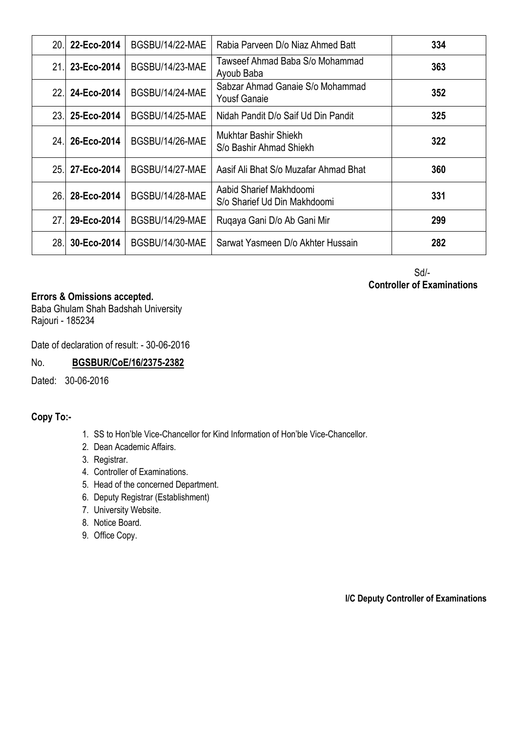| | | | | |
|---|---|---|---|---|
| 20. | **22-Eco-2014** | BGSBU/14/22-MAE | Rabia Parveen D/o Niaz Ahmed Batt | **334** |
| 21. | **23-Eco-2014** | BGSBU/14/23-MAE | Tawseef Ahmad Baba S/o Mohammad Ayoub Baba | **363** |
| 22. | **24-Eco-2014** | BGSBU/14/24-MAE | Sabzar Ahmad Ganaie S/o Mohammad Yousf Ganaie | **352** |
| 23. | **25-Eco-2014** | BGSBU/14/25-MAE | Nidah Pandit D/o Saif Ud Din Pandit | **325** |
| 24. | **26-Eco-2014** | BGSBU/14/26-MAE | Mukhtar Bashir Shiekh S/o Bashir Ahmad Shiekh | **322** |
| 25. | **27-Eco-2014** | BGSBU/14/27-MAE | Aasif Ali Bhat S/o Muzafar Ahmad Bhat | **360** |
| 26. | **28-Eco-2014** | BGSBU/14/28-MAE | Aabid Sharief Makhdoomi S/o Sharief Ud Din Makhdoomi | **331** |
| 27. | **29-Eco-2014** | BGSBU/14/29-MAE | Ruqaya Gani D/o Ab Gani Mir | **299** |
| 28. | **30-Eco-2014** | BGSBU/14/30-MAE | Sarwat Yasmeen D/o Akhter Hussain | **282** |

Sd/-
**Controller of Examinations**

**Errors & Omissions accepted.**
Baba Ghulam Shah Badshah University
Rajouri - 185234

Date of declaration of result: - 30-06-2016

No. **BGSBUR/CoE/16/2375-2382**

Dated: 30-06-2016

**Copy To:-**

1. SS to Hon'ble Vice-Chancellor for Kind Information of Hon'ble Vice-Chancellor.
2. Dean Academic Affairs.
3. Registrar.
4. Controller of Examinations.
5. Head of the concerned Department.
6. Deputy Registrar (Establishment)
7. University Website.
8. Notice Board.
9. Office Copy.

**I/C Deputy Controller of Examinations**